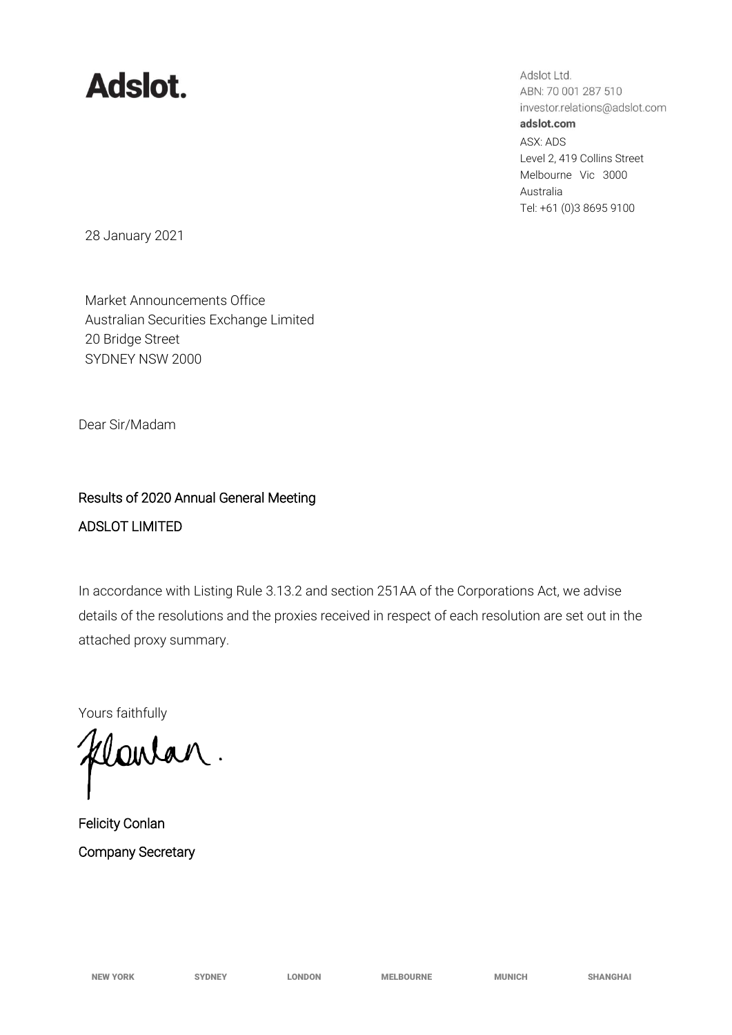# Adslot.

Adslot Ltd.
ABN: 70 001 287 510
investor.relations@adslot.com
**adslot.com**
ASX: ADS
Level 2, 419 Collins Street
Melbourne Vic 3000
Australia
Tel: +61 (0)3 8695 9100

28 January 2021

Market Announcements Office
Australian Securities Exchange Limited
20 Bridge Street
SYDNEY NSW 2000

Dear Sir/Madam

**Results of 2020 Annual General Meeting**

**ADSLOT LIMITED**

In accordance with Listing Rule 3.13.2 and section 251AA of the Corporations Act, we advise details of the resolutions and the proxies received in respect of each resolution are set out in the attached proxy summary.

Yours faithfully

Felicity Conlan
Company Secretary

NEW YORK SYDNEY LONDON MELBOURNE MUNICH SHANGHAI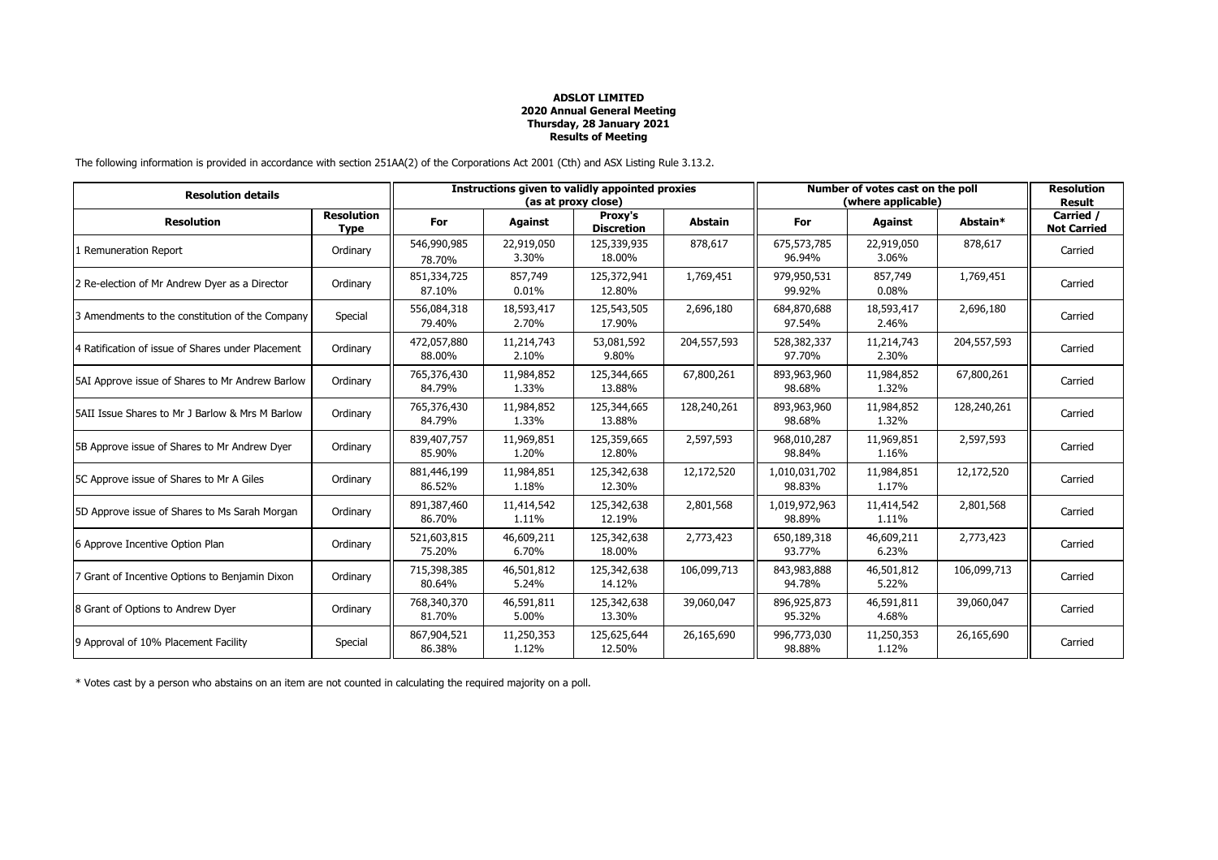**ADSLOT LIMITED**
**2020 Annual General Meeting**
**Thursday, 28 January 2021**
**Results of Meeting**

The following information is provided in accordance with section 251AA(2) of the Corporations Act 2001 (Cth) and ASX Listing Rule 3.13.2.

| Resolution details | | Instructions given to validly appointed proxies (as at proxy close) | | | | Number of votes cast on the poll (where applicable) | | | Resolution Result |
|---|---|---|---|---|---|---|---|---|---|
| **Resolution** | **Resolution Type** | **For** | **Against** | **Proxy's Discretion** | **Abstain** | **For** | **Against** | **Abstain*** | **Carried / Not Carried** |
| 1 Remuneration Report | Ordinary | 546,990,985 78.70% | 22,919,050 3.30% | 125,339,935 18.00% | 878,617 | 675,573,785 96.94% | 22,919,050 3.06% | 878,617 | Carried |
| 2 Re-election of Mr Andrew Dyer as a Director | Ordinary | 851,334,725 87.10% | 857,749 0.01% | 125,372,941 12.80% | 1,769,451 | 979,950,531 99.92% | 857,749 0.08% | 1,769,451 | Carried |
| 3 Amendments to the constitution of the Company | Special | 556,084,318 79.40% | 18,593,417 2.70% | 125,543,505 17.90% | 2,696,180 | 684,870,688 97.54% | 18,593,417 2.46% | 2,696,180 | Carried |
| 4 Ratification of issue of Shares under Placement | Ordinary | 472,057,880 88.00% | 11,214,743 2.10% | 53,081,592 9.80% | 204,557,593 | 528,382,337 97.70% | 11,214,743 2.30% | 204,557,593 | Carried |
| 5AI Approve issue of Shares to Mr Andrew Barlow | Ordinary | 765,376,430 84.79% | 11,984,852 1.33% | 125,344,665 13.88% | 67,800,261 | 893,963,960 98.68% | 11,984,852 1.32% | 67,800,261 | Carried |
| 5AII Issue Shares to Mr J Barlow & Mrs M Barlow | Ordinary | 765,376,430 84.79% | 11,984,852 1.33% | 125,344,665 13.88% | 128,240,261 | 893,963,960 98.68% | 11,984,852 1.32% | 128,240,261 | Carried |
| 5B Approve issue of Shares to Mr Andrew Dyer | Ordinary | 839,407,757 85.90% | 11,969,851 1.20% | 125,359,665 12.80% | 2,597,593 | 968,010,287 98.84% | 11,969,851 1.16% | 2,597,593 | Carried |
| 5C Approve issue of Shares to Mr A Giles | Ordinary | 881,446,199 86.52% | 11,984,851 1.18% | 125,342,638 12.30% | 12,172,520 | 1,010,031,702 98.83% | 11,984,851 1.17% | 12,172,520 | Carried |
| 5D Approve issue of Shares to Ms Sarah Morgan | Ordinary | 891,387,460 86.70% | 11,414,542 1.11% | 125,342,638 12.19% | 2,801,568 | 1,019,972,963 98.89% | 11,414,542 1.11% | 2,801,568 | Carried |
| 6 Approve Incentive Option Plan | Ordinary | 521,603,815 75.20% | 46,609,211 6.70% | 125,342,638 18.00% | 2,773,423 | 650,189,318 93.77% | 46,609,211 6.23% | 2,773,423 | Carried |
| 7 Grant of Incentive Options to Benjamin Dixon | Ordinary | 715,398,385 80.64% | 46,501,812 5.24% | 125,342,638 14.12% | 106,099,713 | 843,983,888 94.78% | 46,501,812 5.22% | 106,099,713 | Carried |
| 8 Grant of Options to Andrew Dyer | Ordinary | 768,340,370 81.70% | 46,591,811 5.00% | 125,342,638 13.30% | 39,060,047 | 896,925,873 95.32% | 46,591,811 4.68% | 39,060,047 | Carried |
| 9 Approval of 10% Placement Facility | Special | 867,904,521 86.38% | 11,250,353 1.12% | 125,625,644 12.50% | 26,165,690 | 996,773,030 98.88% | 11,250,353 1.12% | 26,165,690 | Carried |

* Votes cast by a person who abstains on an item are not counted in calculating the required majority on a poll.